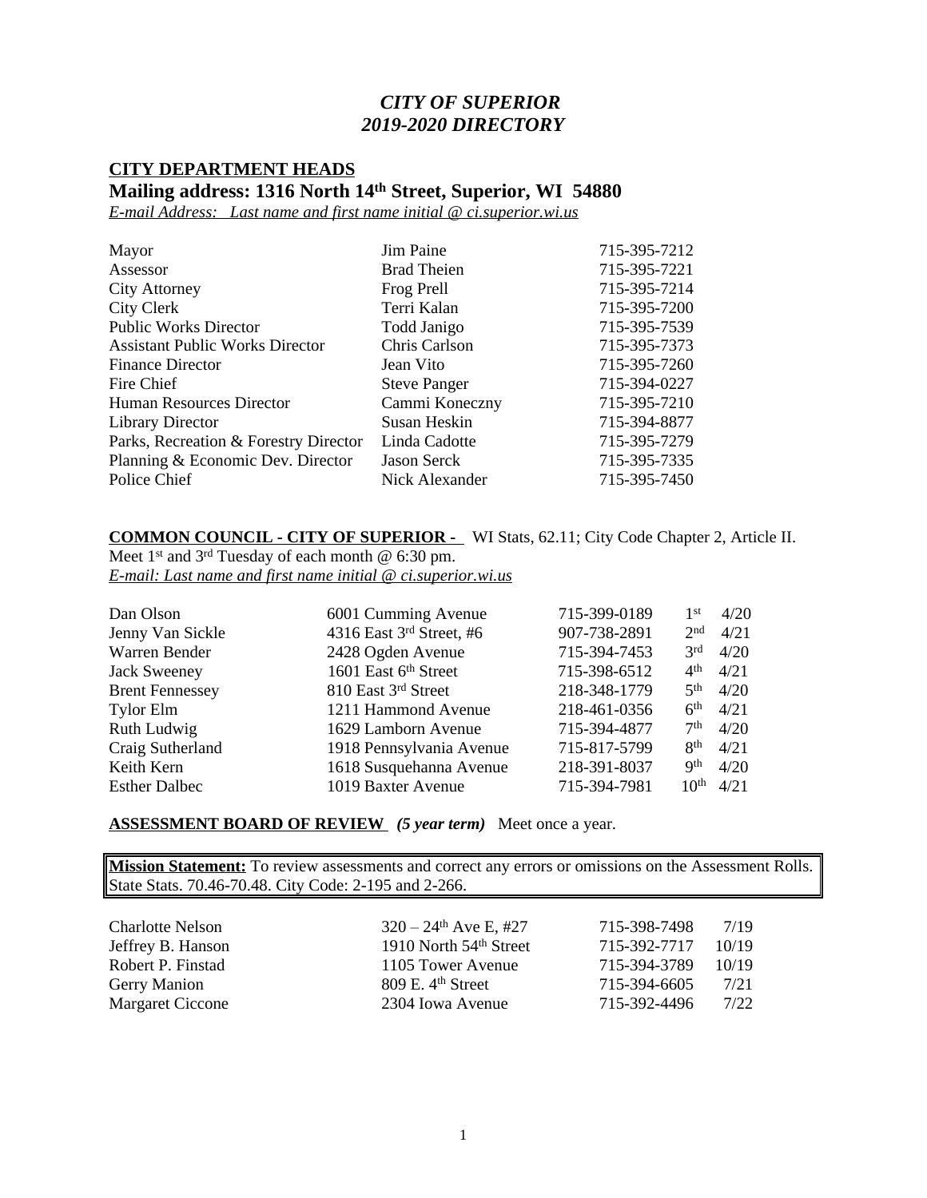# *CITY OF SUPERIOR*
# *2019-2020 DIRECTORY*

## CITY DEPARTMENT HEADS

### Mailing address: 1316 North 14th Street, Superior, WI 54880

*E-mail Address: Last name and first name initial @ ci.superior.wi.us*

| | | |
|---|---|---|
| Mayor | Jim Paine | 715-395-7212 |
| Assessor | Brad Theien | 715-395-7221 |
| City Attorney | Frog Prell | 715-395-7214 |
| City Clerk | Terri Kalan | 715-395-7200 |
| Public Works Director | Todd Janigo | 715-395-7539 |
| Assistant Public Works Director | Chris Carlson | 715-395-7373 |
| Finance Director | Jean Vito | 715-395-7260 |
| Fire Chief | Steve Panger | 715-394-0227 |
| Human Resources Director | Cammi Koneczny | 715-395-7210 |
| Library Director | Susan Heskin | 715-394-8877 |
| Parks, Recreation & Forestry Director | Linda Cadotte | 715-395-7279 |
| Planning & Economic Dev. Director | Jason Serck | 715-395-7335 |
| Police Chief | Nick Alexander | 715-395-7450 |

**COMMON COUNCIL - CITY OF SUPERIOR -** WI Stats, 62.11; City Code Chapter 2, Article II.
Meet 1st and 3rd Tuesday of each month @ 6:30 pm.
*E-mail: Last name and first name initial @ ci.superior.wi.us*

| | | | | |
|---|---|---|---|---|
| Dan Olson | 6001 Cumming Avenue | 715-399-0189 | 1st | 4/20 |
| Jenny Van Sickle | 4316 East 3rd Street, #6 | 907-738-2891 | 2nd | 4/21 |
| Warren Bender | 2428 Ogden Avenue | 715-394-7453 | 3rd | 4/20 |
| Jack Sweeney | 1601 East 6th Street | 715-398-6512 | 4th | 4/21 |
| Brent Fennessey | 810 East 3rd Street | 218-348-1779 | 5th | 4/20 |
| Tylor Elm | 1211 Hammond Avenue | 218-461-0356 | 6th | 4/21 |
| Ruth Ludwig | 1629 Lamborn Avenue | 715-394-4877 | 7th | 4/20 |
| Craig Sutherland | 1918 Pennsylvania Avenue | 715-817-5799 | 8th | 4/21 |
| Keith Kern | 1618 Susquehanna Avenue | 218-391-8037 | 9th | 4/20 |
| Esther Dalbec | 1019 Baxter Avenue | 715-394-7981 | 10th | 4/21 |

**ASSESSMENT BOARD OF REVIEW** ***(5 year term)*** Meet once a year.

**Mission Statement:** To review assessments and correct any errors or omissions on the Assessment Rolls. State Stats. 70.46-70.48. City Code: 2-195 and 2-266.

| | | | |
|---|---|---|---|
| Charlotte Nelson | 320 – 24th Ave E, #27 | 715-398-7498 | 7/19 |
| Jeffrey B. Hanson | 1910 North 54th Street | 715-392-7717 | 10/19 |
| Robert P. Finstad | 1105 Tower Avenue | 715-394-3789 | 10/19 |
| Gerry Manion | 809 E. 4th Street | 715-394-6605 | 7/21 |
| Margaret Ciccone | 2304 Iowa Avenue | 715-392-4496 | 7/22 |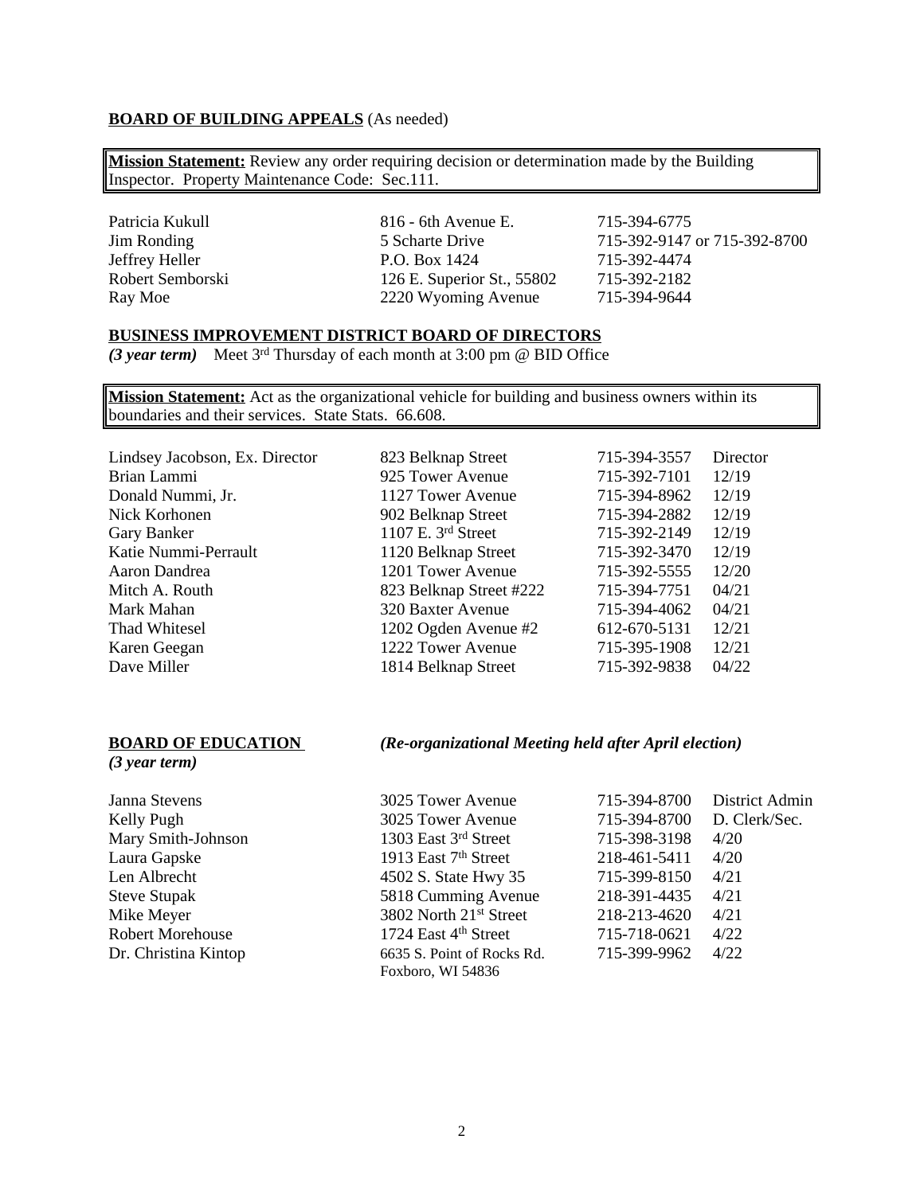**BOARD OF BUILDING APPEALS** (As needed)

> **Mission Statement:** Review any order requiring decision or determination made by the Building Inspector. Property Maintenance Code: Sec.111.

| | | |
|---|---|---|
| Patricia Kukull | 816 - 6th Avenue E. | 715-394-6775 |
| Jim Ronding | 5 Scharte Drive | 715-392-9147 or 715-392-8700 |
| Jeffrey Heller | P.O. Box 1424 | 715-392-4474 |
| Robert Semborski | 126 E. Superior St., 55802 | 715-392-2182 |
| Ray Moe | 2220 Wyoming Avenue | 715-394-9644 |

**BUSINESS IMPROVEMENT DISTRICT BOARD OF DIRECTORS**

***(3 year term)*** Meet 3rd Thursday of each month at 3:00 pm @ BID Office

> **Mission Statement:** Act as the organizational vehicle for building and business owners within its boundaries and their services. State Stats. 66.608.

| | | | |
|---|---|---|---|
| Lindsey Jacobson, Ex. Director | 823 Belknap Street | 715-394-3557 | Director |
| Brian Lammi | 925 Tower Avenue | 715-392-7101 | 12/19 |
| Donald Nummi, Jr. | 1127 Tower Avenue | 715-394-8962 | 12/19 |
| Nick Korhonen | 902 Belknap Street | 715-394-2882 | 12/19 |
| Gary Banker | 1107 E. 3rd Street | 715-392-2149 | 12/19 |
| Katie Nummi-Perrault | 1120 Belknap Street | 715-392-3470 | 12/19 |
| Aaron Dandrea | 1201 Tower Avenue | 715-392-5555 | 12/20 |
| Mitch A. Routh | 823 Belknap Street #222 | 715-394-7751 | 04/21 |
| Mark Mahan | 320 Baxter Avenue | 715-394-4062 | 04/21 |
| Thad Whitesel | 1202 Ogden Avenue #2 | 612-670-5131 | 12/21 |
| Karen Geegan | 1222 Tower Avenue | 715-395-1908 | 12/21 |
| Dave Miller | 1814 Belknap Street | 715-392-9838 | 04/22 |

**BOARD OF EDUCATION** ***(Re-organizational Meeting held after April election)***

***(3 year term)***

| | | | |
|---|---|---|---|
| Janna Stevens | 3025 Tower Avenue | 715-394-8700 | District Admin |
| Kelly Pugh | 3025 Tower Avenue | 715-394-8700 | D. Clerk/Sec. |
| Mary Smith-Johnson | 1303 East 3rd Street | 715-398-3198 | 4/20 |
| Laura Gapske | 1913 East 7th Street | 218-461-5411 | 4/20 |
| Len Albrecht | 4502 S. State Hwy 35 | 715-399-8150 | 4/21 |
| Steve Stupak | 5818 Cumming Avenue | 218-391-4435 | 4/21 |
| Mike Meyer | 3802 North 21st Street | 218-213-4620 | 4/21 |
| Robert Morehouse | 1724 East 4th Street | 715-718-0621 | 4/22 |
| Dr. Christina Kintop | 6635 S. Point of Rocks Rd. Foxboro, WI 54836 | 715-399-9962 | 4/22 |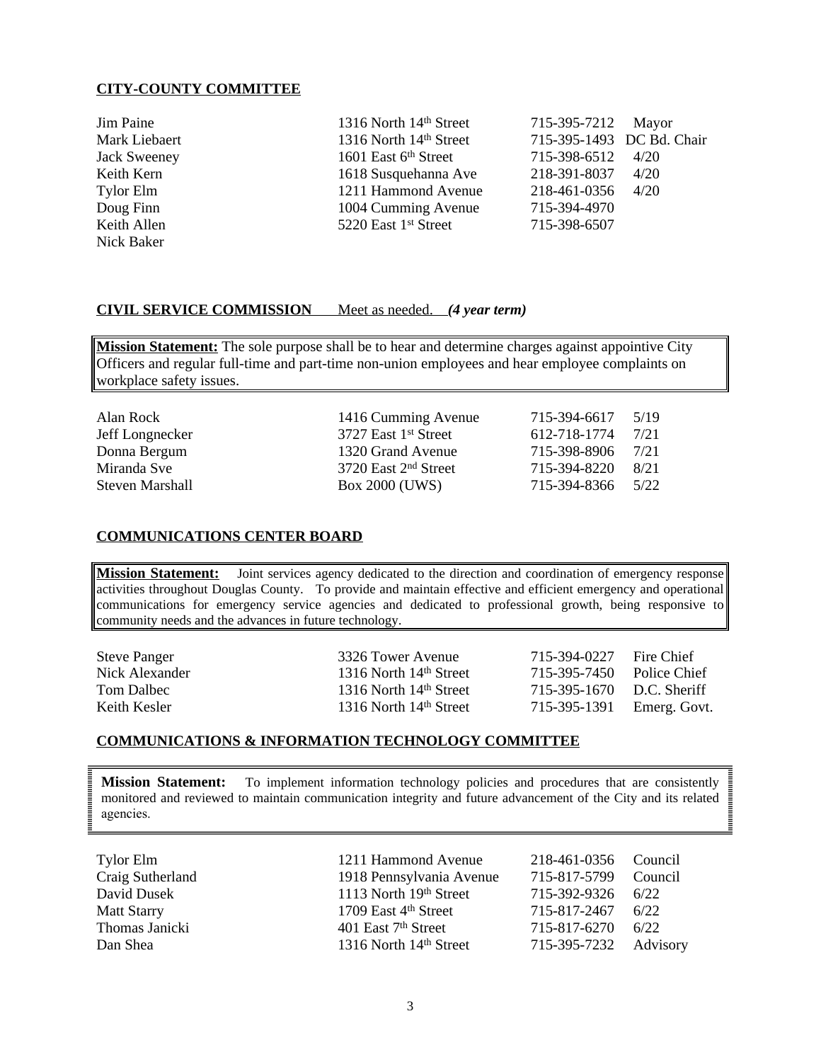**CITY-COUNTY COMMITTEE**

| | | | |
|---|---|---|---|
| Jim Paine | 1316 North 14th Street | 715-395-7212 | Mayor |
| Mark Liebaert | 1316 North 14th Street | 715-395-1493 | DC Bd. Chair |
| Jack Sweeney | 1601 East 6th Street | 715-398-6512 | 4/20 |
| Keith Kern | 1618 Susquehanna Ave | 218-391-8037 | 4/20 |
| Tylor Elm | 1211 Hammond Avenue | 218-461-0356 | 4/20 |
| Doug Finn | 1004 Cumming Avenue | 715-394-4970 | |
| Keith Allen | 5220 East 1st Street | 715-398-6507 | |
| Nick Baker | | | |

**CIVIL SERVICE COMMISSION** Meet as needed. ***(4 year term)***

**Mission Statement:** The sole purpose shall be to hear and determine charges against appointive City Officers and regular full-time and part-time non-union employees and hear employee complaints on workplace safety issues.

| | | | |
|---|---|---|---|
| Alan Rock | 1416 Cumming Avenue | 715-394-6617 | 5/19 |
| Jeff Longnecker | 3727 East 1st Street | 612-718-1774 | 7/21 |
| Donna Bergum | 1320 Grand Avenue | 715-398-8906 | 7/21 |
| Miranda Sve | 3720 East 2nd Street | 715-394-8220 | 8/21 |
| Steven Marshall | Box 2000 (UWS) | 715-394-8366 | 5/22 |

**COMMUNICATIONS CENTER BOARD**

**Mission Statement:** Joint services agency dedicated to the direction and coordination of emergency response activities throughout Douglas County. To provide and maintain effective and efficient emergency and operational communications for emergency service agencies and dedicated to professional growth, being responsive to community needs and the advances in future technology.

| | | | |
|---|---|---|---|
| Steve Panger | 3326 Tower Avenue | 715-394-0227 | Fire Chief |
| Nick Alexander | 1316 North 14th Street | 715-395-7450 | Police Chief |
| Tom Dalbec | 1316 North 14th Street | 715-395-1670 | D.C. Sheriff |
| Keith Kesler | 1316 North 14th Street | 715-395-1391 | Emerg. Govt. |

**COMMUNICATIONS & INFORMATION TECHNOLOGY COMMITTEE**

**Mission Statement:** To implement information technology policies and procedures that are consistently monitored and reviewed to maintain communication integrity and future advancement of the City and its related agencies.

| | | | |
|---|---|---|---|
| Tylor Elm | 1211 Hammond Avenue | 218-461-0356 | Council |
| Craig Sutherland | 1918 Pennsylvania Avenue | 715-817-5799 | Council |
| David Dusek | 1113 North 19th Street | 715-392-9326 | 6/22 |
| Matt Starry | 1709 East 4th Street | 715-817-2467 | 6/22 |
| Thomas Janicki | 401 East 7th Street | 715-817-6270 | 6/22 |
| Dan Shea | 1316 North 14th Street | 715-395-7232 | Advisory |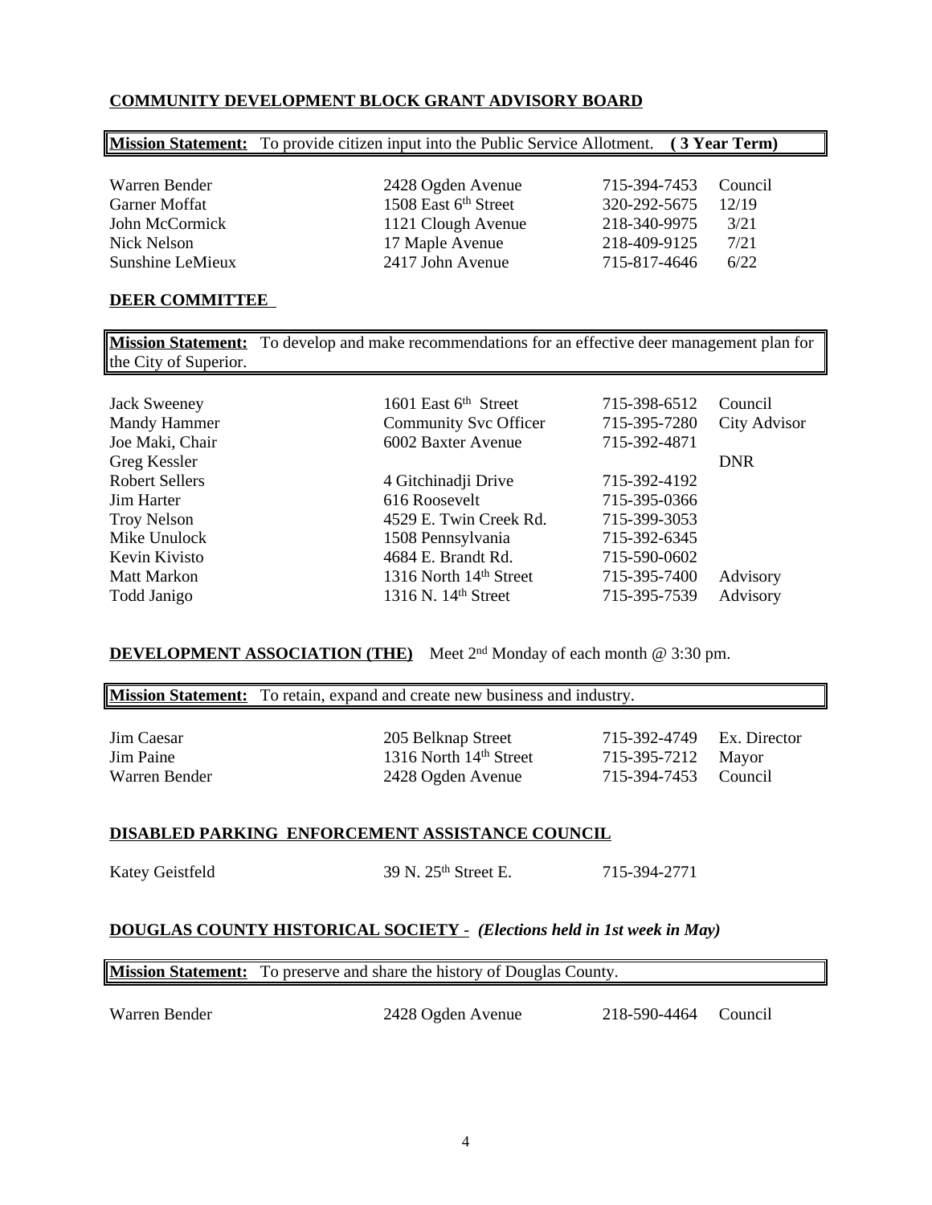## COMMUNITY DEVELOPMENT BLOCK GRANT ADVISORY BOARD

**Mission Statement:** To provide citizen input into the Public Service Allotment. **( 3 Year Term)**

| | | | |
|---|---|---|---|
| Warren Bender | 2428 Ogden Avenue | 715-394-7453 | Council |
| Garner Moffat | 1508 East 6th Street | 320-292-5675 | 12/19 |
| John McCormick | 1121 Clough Avenue | 218-340-9975 | 3/21 |
| Nick Nelson | 17 Maple Avenue | 218-409-9125 | 7/21 |
| Sunshine LeMieux | 2417 John Avenue | 715-817-4646 | 6/22 |

## DEER COMMITTEE

**Mission Statement:** To develop and make recommendations for an effective deer management plan for the City of Superior.

| | | | |
|---|---|---|---|
| Jack Sweeney | 1601 East 6th Street | 715-398-6512 | Council |
| Mandy Hammer | Community Svc Officer | 715-395-7280 | City Advisor |
| Joe Maki, Chair | 6002 Baxter Avenue | 715-392-4871 | |
| Greg Kessler | | | DNR |
| Robert Sellers | 4 Gitchinadji Drive | 715-392-4192 | |
| Jim Harter | 616 Roosevelt | 715-395-0366 | |
| Troy Nelson | 4529 E. Twin Creek Rd. | 715-399-3053 | |
| Mike Unulock | 1508 Pennsylvania | 715-392-6345 | |
| Kevin Kivisto | 4684 E. Brandt Rd. | 715-590-0602 | |
| Matt Markon | 1316 North 14th Street | 715-395-7400 | Advisory |
| Todd Janigo | 1316 N. 14th Street | 715-395-7539 | Advisory |

## DEVELOPMENT ASSOCIATION (THE)

Meet 2nd Monday of each month @ 3:30 pm.

**Mission Statement:** To retain, expand and create new business and industry.

| | | | |
|---|---|---|---|
| Jim Caesar | 205 Belknap Street | 715-392-4749 | Ex. Director |
| Jim Paine | 1316 North 14th Street | 715-395-7212 | Mayor |
| Warren Bender | 2428 Ogden Avenue | 715-394-7453 | Council |

## DISABLED PARKING ENFORCEMENT ASSISTANCE COUNCIL

| | | |
|---|---|---|
| Katey Geistfeld | 39 N. 25th Street E. | 715-394-2771 |

## DOUGLAS COUNTY HISTORICAL SOCIETY - *(Elections held in 1st week in May)*

**Mission Statement:** To preserve and share the history of Douglas County.

| | | | |
|---|---|---|---|
| Warren Bender | 2428 Ogden Avenue | 218-590-4464 | Council |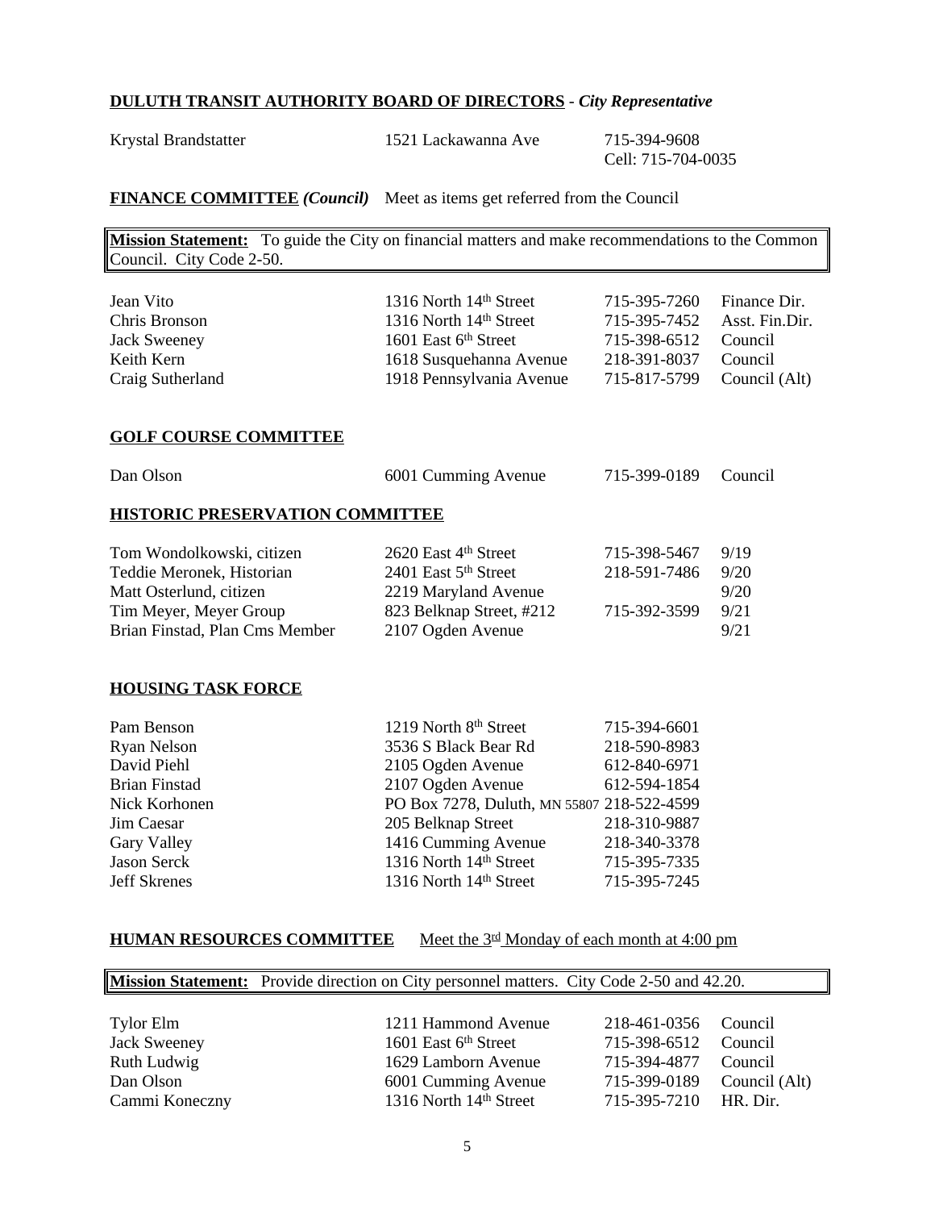**DULUTH TRANSIT AUTHORITY BOARD OF DIRECTORS** - ***City Representative***

| | | |
|---|---|---|
| Krystal Brandstatter | 1521 Lackawanna Ave | 715-394-9608<br>Cell: 715-704-0035 |

**FINANCE COMMITTEE** ***(Council)*** Meet as items get referred from the Council

> **Mission Statement:** To guide the City on financial matters and make recommendations to the Common Council. City Code 2-50.

| | | | |
|---|---|---|---|
| Jean Vito | 1316 North 14th Street | 715-395-7260 | Finance Dir. |
| Chris Bronson | 1316 North 14th Street | 715-395-7452 | Asst. Fin.Dir. |
| Jack Sweeney | 1601 East 6th Street | 715-398-6512 | Council |
| Keith Kern | 1618 Susquehanna Avenue | 218-391-8037 | Council |
| Craig Sutherland | 1918 Pennsylvania Avenue | 715-817-5799 | Council (Alt) |

**GOLF COURSE COMMITTEE**

| | | | |
|---|---|---|---|
| Dan Olson | 6001 Cumming Avenue | 715-399-0189 | Council |

**HISTORIC PRESERVATION COMMITTEE**

| | | | |
|---|---|---|---|
| Tom Wondolkowski, citizen | 2620 East 4th Street | 715-398-5467 | 9/19 |
| Teddie Meronek, Historian | 2401 East 5th Street | 218-591-7486 | 9/20 |
| Matt Osterlund, citizen | 2219 Maryland Avenue | | 9/20 |
| Tim Meyer, Meyer Group | 823 Belknap Street, #212 | 715-392-3599 | 9/21 |
| Brian Finstad, Plan Cms Member | 2107 Ogden Avenue | | 9/21 |

**HOUSING TASK FORCE**

| | | |
|---|---|---|
| Pam Benson | 1219 North 8th Street | 715-394-6601 |
| Ryan Nelson | 3536 S Black Bear Rd | 218-590-8983 |
| David Piehl | 2105 Ogden Avenue | 612-840-6971 |
| Brian Finstad | 2107 Ogden Avenue | 612-594-1854 |
| Nick Korhonen | PO Box 7278, Duluth, MN 55807 | 218-522-4599 |
| Jim Caesar | 205 Belknap Street | 218-310-9887 |
| Gary Valley | 1416 Cumming Avenue | 218-340-3378 |
| Jason Serck | 1316 North 14th Street | 715-395-7335 |
| Jeff Skrenes | 1316 North 14th Street | 715-395-7245 |

**HUMAN RESOURCES COMMITTEE** Meet the 3rd Monday of each month at 4:00 pm

> **Mission Statement:** Provide direction on City personnel matters. City Code 2-50 and 42.20.

| | | | |
|---|---|---|---|
| Tylor Elm | 1211 Hammond Avenue | 218-461-0356 | Council |
| Jack Sweeney | 1601 East 6th Street | 715-398-6512 | Council |
| Ruth Ludwig | 1629 Lamborn Avenue | 715-394-4877 | Council |
| Dan Olson | 6001 Cumming Avenue | 715-399-0189 | Council (Alt) |
| Cammi Koneczny | 1316 North 14th Street | 715-395-7210 | HR. Dir. |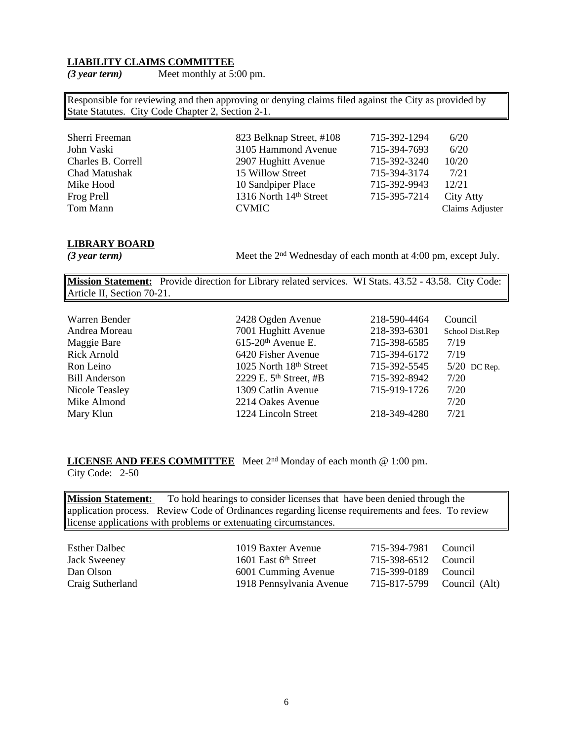**LIABILITY CLAIMS COMMITTEE**

*(3 year term)* Meet monthly at 5:00 pm.

Responsible for reviewing and then approving or denying claims filed against the City as provided by State Statutes. City Code Chapter 2, Section 2-1.

| | | | |
|---|---|---|---|
| Sherri Freeman | 823 Belknap Street, #108 | 715-392-1294 | 6/20 |
| John Vaski | 3105 Hammond Avenue | 715-394-7693 | 6/20 |
| Charles B. Correll | 2907 Hughitt Avenue | 715-392-3240 | 10/20 |
| Chad Matushak | 15 Willow Street | 715-394-3174 | 7/21 |
| Mike Hood | 10 Sandpiper Place | 715-392-9943 | 12/21 |
| Frog Prell | 1316 North 14th Street | 715-395-7214 | City Atty |
| Tom Mann | CVMIC | | Claims Adjuster |

**LIBRARY BOARD**

*(3 year term)* Meet the 2nd Wednesday of each month at 4:00 pm, except July.

**Mission Statement:** Provide direction for Library related services. WI Stats. 43.52 - 43.58. City Code: Article II, Section 70-21.

| | | | |
|---|---|---|---|
| Warren Bender | 2428 Ogden Avenue | 218-590-4464 | Council |
| Andrea Moreau | 7001 Hughitt Avenue | 218-393-6301 | School Dist.Rep |
| Maggie Bare | 615-20th Avenue E. | 715-398-6585 | 7/19 |
| Rick Arnold | 6420 Fisher Avenue | 715-394-6172 | 7/19 |
| Ron Leino | 1025 North 18th Street | 715-392-5545 | 5/20 DC Rep. |
| Bill Anderson | 2229 E. 5th Street, #B | 715-392-8942 | 7/20 |
| Nicole Teasley | 1309 Catlin Avenue | 715-919-1726 | 7/20 |
| Mike Almond | 2214 Oakes Avenue | | 7/20 |
| Mary Klun | 1224 Lincoln Street | 218-349-4280 | 7/21 |

**LICENSE AND FEES COMMITTEE** Meet 2nd Monday of each month @ 1:00 pm.

City Code: 2-50

**Mission Statement:** To hold hearings to consider licenses that have been denied through the application process. Review Code of Ordinances regarding license requirements and fees. To review license applications with problems or extenuating circumstances.

| | | | |
|---|---|---|---|
| Esther Dalbec | 1019 Baxter Avenue | 715-394-7981 | Council |
| Jack Sweeney | 1601 East 6th Street | 715-398-6512 | Council |
| Dan Olson | 6001 Cumming Avenue | 715-399-0189 | Council |
| Craig Sutherland | 1918 Pennsylvania Avenue | 715-817-5799 | Council (Alt) |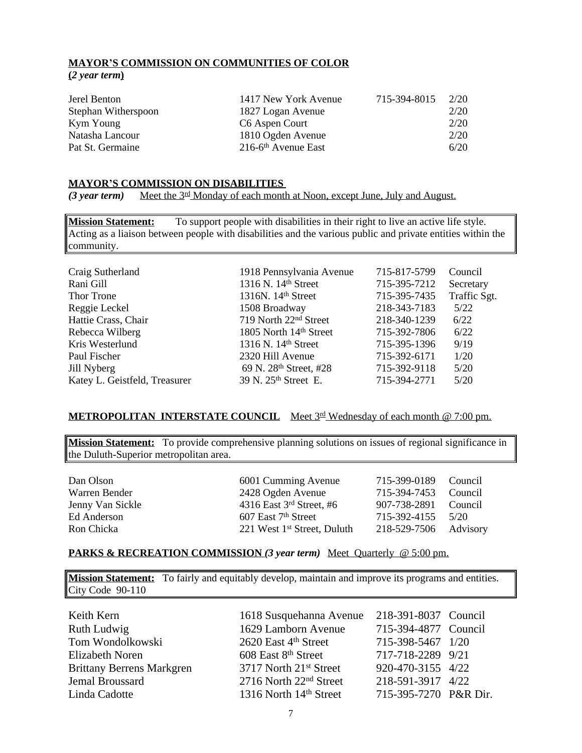**MAYOR'S COMMISSION ON COMMUNITIES OF COLOR**
**(*2 year term*)**

| | | | |
|---|---|---|---|
| Jerel Benton | 1417 New York Avenue | 715-394-8015 | 2/20 |
| Stephan Witherspoon | 1827 Logan Avenue | | 2/20 |
| Kym Young | C6 Aspen Court | | 2/20 |
| Natasha Lancour | 1810 Ogden Avenue | | 2/20 |
| Pat St. Germaine | 216-6th Avenue East | | 6/20 |

**MAYOR'S COMMISSION ON DISABILITIES**
***(3 year term)*** Meet the 3rd Monday of each month at Noon, except June, July and August.

**Mission Statement:** To support people with disabilities in their right to live an active life style. Acting as a liaison between people with disabilities and the various public and private entities within the community.

| | | | |
|---|---|---|---|
| Craig Sutherland | 1918 Pennsylvania Avenue | 715-817-5799 | Council |
| Rani Gill | 1316 N. 14th Street | 715-395-7212 | Secretary |
| Thor Trone | 1316N. 14th Street | 715-395-7435 | Traffic Sgt. |
| Reggie Leckel | 1508 Broadway | 218-343-7183 | 5/22 |
| Hattie Crass, Chair | 719 North 22nd Street | 218-340-1239 | 6/22 |
| Rebecca Wilberg | 1805 North 14th Street | 715-392-7806 | 6/22 |
| Kris Westerlund | 1316 N. 14th Street | 715-395-1396 | 9/19 |
| Paul Fischer | 2320 Hill Avenue | 715-392-6171 | 1/20 |
| Jill Nyberg | 69 N. 28th Street, #28 | 715-392-9118 | 5/20 |
| Katey L. Geistfeld, Treasurer | 39 N. 25th Street E. | 715-394-2771 | 5/20 |

**METROPOLITAN INTERSTATE COUNCIL** Meet 3rd Wednesday of each month @ 7:00 pm.

**Mission Statement:** To provide comprehensive planning solutions on issues of regional significance in the Duluth-Superior metropolitan area.

| | | | |
|---|---|---|---|
| Dan Olson | 6001 Cumming Avenue | 715-399-0189 | Council |
| Warren Bender | 2428 Ogden Avenue | 715-394-7453 | Council |
| Jenny Van Sickle | 4316 East 3rd Street, #6 | 907-738-2891 | Council |
| Ed Anderson | 607 East 7th Street | 715-392-4155 | 5/20 |
| Ron Chicka | 221 West 1st Street, Duluth | 218-529-7506 | Advisory |

**PARKS & RECREATION COMMISSION** ***(3 year term)*** Meet Quarterly @ 5:00 pm.

**Mission Statement:** To fairly and equitably develop, maintain and improve its programs and entities. City Code 90-110

| | | | |
|---|---|---|---|
| Keith Kern | 1618 Susquehanna Avenue | 218-391-8037 | Council |
| Ruth Ludwig | 1629 Lamborn Avenue | 715-394-4877 | Council |
| Tom Wondolkowski | 2620 East 4th Street | 715-398-5467 | 1/20 |
| Elizabeth Noren | 608 East 8th Street | 717-718-2289 | 9/21 |
| Brittany Berrens Markgren | 3717 North 21st Street | 920-470-3155 | 4/22 |
| Jemal Broussard | 2716 North 22nd Street | 218-591-3917 | 4/22 |
| Linda Cadotte | 1316 North 14th Street | 715-395-7270 | P&R Dir. |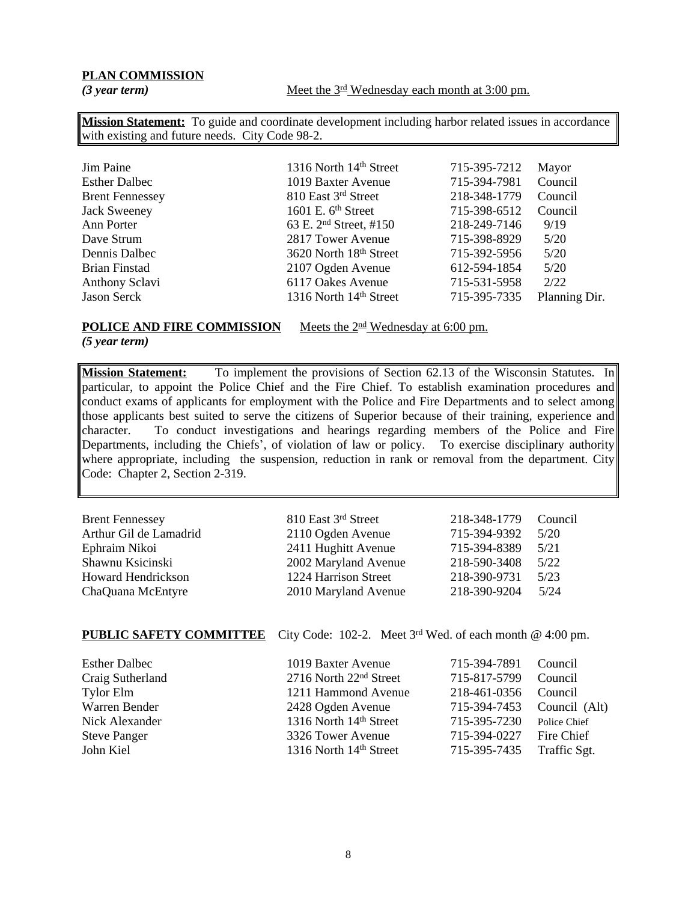**PLAN COMMISSION**

***(3 year term)*** Meet the 3rd Wednesday each month at 3:00 pm.

**Mission Statement:** To guide and coordinate development including harbor related issues in accordance with existing and future needs. City Code 98-2.

| | | | |
|---|---|---|---|
| Jim Paine | 1316 North 14th Street | 715-395-7212 | Mayor |
| Esther Dalbec | 1019 Baxter Avenue | 715-394-7981 | Council |
| Brent Fennessey | 810 East 3rd Street | 218-348-1779 | Council |
| Jack Sweeney | 1601 E. 6th Street | 715-398-6512 | Council |
| Ann Porter | 63 E. 2nd Street, #150 | 218-249-7146 | 9/19 |
| Dave Strum | 2817 Tower Avenue | 715-398-8929 | 5/20 |
| Dennis Dalbec | 3620 North 18th Street | 715-392-5956 | 5/20 |
| Brian Finstad | 2107 Ogden Avenue | 612-594-1854 | 5/20 |
| Anthony Sclavi | 6117 Oakes Avenue | 715-531-5958 | 2/22 |
| Jason Serck | 1316 North 14th Street | 715-395-7335 | Planning Dir. |

**POLICE AND FIRE COMMISSION** Meets the 2nd Wednesday at 6:00 pm.

***(5 year term)***

**Mission Statement:** To implement the provisions of Section 62.13 of the Wisconsin Statutes. In particular, to appoint the Police Chief and the Fire Chief. To establish examination procedures and conduct exams of applicants for employment with the Police and Fire Departments and to select among those applicants best suited to serve the citizens of Superior because of their training, experience and character. To conduct investigations and hearings regarding members of the Police and Fire Departments, including the Chiefs', of violation of law or policy. To exercise disciplinary authority where appropriate, including the suspension, reduction in rank or removal from the department. City Code: Chapter 2, Section 2-319.

| | | | |
|---|---|---|---|
| Brent Fennessey | 810 East 3rd Street | 218-348-1779 | Council |
| Arthur Gil de Lamadrid | 2110 Ogden Avenue | 715-394-9392 | 5/20 |
| Ephraim Nikoi | 2411 Hughitt Avenue | 715-394-8389 | 5/21 |
| Shawnu Ksicinski | 2002 Maryland Avenue | 218-590-3408 | 5/22 |
| Howard Hendrickson | 1224 Harrison Street | 218-390-9731 | 5/23 |
| ChaQuana McEntyre | 2010 Maryland Avenue | 218-390-9204 | 5/24 |

**PUBLIC SAFETY COMMITTEE** City Code: 102-2. Meet 3rd Wed. of each month @ 4:00 pm.

| | | | |
|---|---|---|---|
| Esther Dalbec | 1019 Baxter Avenue | 715-394-7891 | Council |
| Craig Sutherland | 2716 North 22nd Street | 715-817-5799 | Council |
| Tylor Elm | 1211 Hammond Avenue | 218-461-0356 | Council |
| Warren Bender | 2428 Ogden Avenue | 715-394-7453 | Council (Alt) |
| Nick Alexander | 1316 North 14th Street | 715-395-7230 | Police Chief |
| Steve Panger | 3326 Tower Avenue | 715-394-0227 | Fire Chief |
| John Kiel | 1316 North 14th Street | 715-395-7435 | Traffic Sgt. |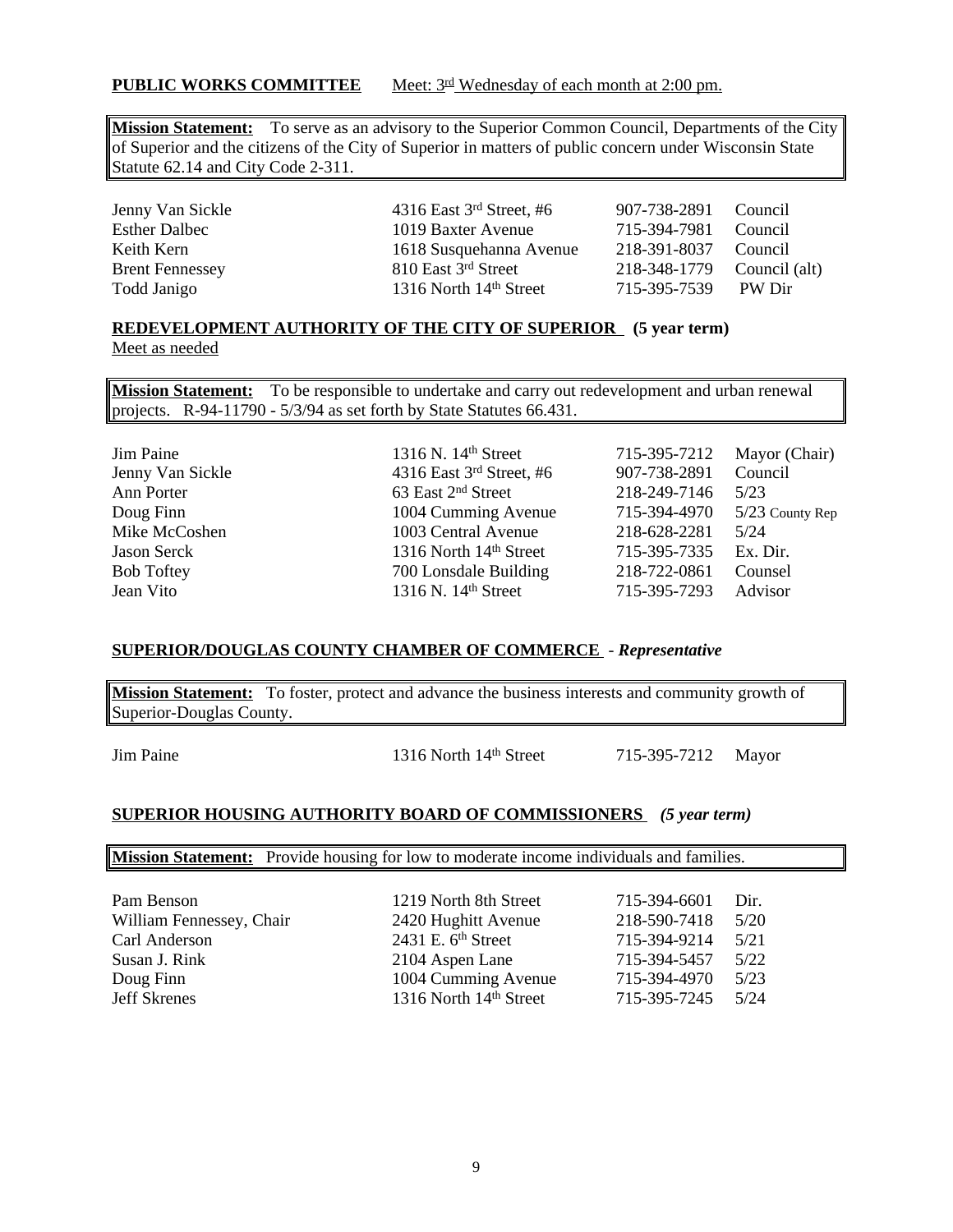**PUBLIC WORKS COMMITTEE** Meet: 3rd Wednesday of each month at 2:00 pm.

**Mission Statement:** To serve as an advisory to the Superior Common Council, Departments of the City of Superior and the citizens of the City of Superior in matters of public concern under Wisconsin State Statute 62.14 and City Code 2-311.

| | | | |
|---|---|---|---|
| Jenny Van Sickle | 4316 East 3rd Street, #6 | 907-738-2891 | Council |
| Esther Dalbec | 1019 Baxter Avenue | 715-394-7981 | Council |
| Keith Kern | 1618 Susquehanna Avenue | 218-391-8037 | Council |
| Brent Fennessey | 810 East 3rd Street | 218-348-1779 | Council (alt) |
| Todd Janigo | 1316 North 14th Street | 715-395-7539 | PW Dir |

**REDEVELOPMENT AUTHORITY OF THE CITY OF SUPERIOR (5 year term)**
Meet as needed

**Mission Statement:** To be responsible to undertake and carry out redevelopment and urban renewal projects. R-94-11790 - 5/3/94 as set forth by State Statutes 66.431.

| | | | |
|---|---|---|---|
| Jim Paine | 1316 N. 14th Street | 715-395-7212 | Mayor (Chair) |
| Jenny Van Sickle | 4316 East 3rd Street, #6 | 907-738-2891 | Council |
| Ann Porter | 63 East 2nd Street | 218-249-7146 | 5/23 |
| Doug Finn | 1004 Cumming Avenue | 715-394-4970 | 5/23 County Rep |
| Mike McCoshen | 1003 Central Avenue | 218-628-2281 | 5/24 |
| Jason Serck | 1316 North 14th Street | 715-395-7335 | Ex. Dir. |
| Bob Toftey | 700 Lonsdale Building | 218-722-0861 | Counsel |
| Jean Vito | 1316 N. 14th Street | 715-395-7293 | Advisor |

**SUPERIOR/DOUGLAS COUNTY CHAMBER OF COMMERCE** - ***Representative***

**Mission Statement:** To foster, protect and advance the business interests and community growth of Superior-Douglas County.

| | | | |
|---|---|---|---|
| Jim Paine | 1316 North 14th Street | 715-395-7212 | Mayor |

**SUPERIOR HOUSING AUTHORITY BOARD OF COMMISSIONERS** ***(5 year term)***

**Mission Statement:** Provide housing for low to moderate income individuals and families.

| | | | |
|---|---|---|---|
| Pam Benson | 1219 North 8th Street | 715-394-6601 | Dir. |
| William Fennessey, Chair | 2420 Hughitt Avenue | 218-590-7418 | 5/20 |
| Carl Anderson | 2431 E. 6th Street | 715-394-9214 | 5/21 |
| Susan J. Rink | 2104 Aspen Lane | 715-394-5457 | 5/22 |
| Doug Finn | 1004 Cumming Avenue | 715-394-4970 | 5/23 |
| Jeff Skrenes | 1316 North 14th Street | 715-395-7245 | 5/24 |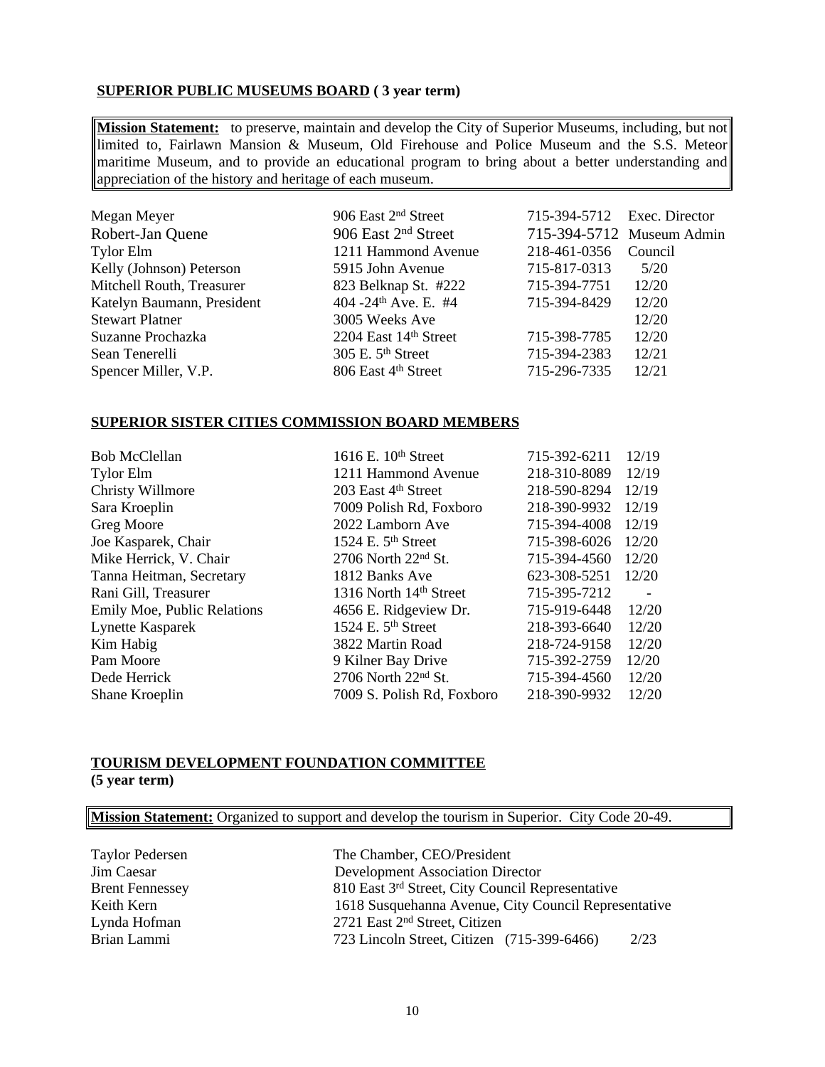**SUPERIOR PUBLIC MUSEUMS BOARD ( 3 year term)**

> **Mission Statement:** to preserve, maintain and develop the City of Superior Museums, including, but not limited to, Fairlawn Mansion & Museum, Old Firehouse and Police Museum and the S.S. Meteor maritime Museum, and to provide an educational program to bring about a better understanding and appreciation of the history and heritage of each museum.

| | | | |
|---|---|---|---|
| Megan Meyer | 906 East 2nd Street | 715-394-5712 | Exec. Director |
| Robert-Jan Quene | 906 East 2nd Street | 715-394-5712 | Museum Admin |
| Tylor Elm | 1211 Hammond Avenue | 218-461-0356 | Council |
| Kelly (Johnson) Peterson | 5915 John Avenue | 715-817-0313 | 5/20 |
| Mitchell Routh, Treasurer | 823 Belknap St. #222 | 715-394-7751 | 12/20 |
| Katelyn Baumann, President | 404 -24th Ave. E. #4 | 715-394-8429 | 12/20 |
| Stewart Platner | 3005 Weeks Ave | | 12/20 |
| Suzanne Prochazka | 2204 East 14th Street | 715-398-7785 | 12/20 |
| Sean Tenerelli | 305 E. 5th Street | 715-394-2383 | 12/21 |
| Spencer Miller, V.P. | 806 East 4th Street | 715-296-7335 | 12/21 |

**SUPERIOR SISTER CITIES COMMISSION BOARD MEMBERS**

| | | | |
|---|---|---|---|
| Bob McClellan | 1616 E. 10th Street | 715-392-6211 | 12/19 |
| Tylor Elm | 1211 Hammond Avenue | 218-310-8089 | 12/19 |
| Christy Willmore | 203 East 4th Street | 218-590-8294 | 12/19 |
| Sara Kroeplin | 7009 Polish Rd, Foxboro | 218-390-9932 | 12/19 |
| Greg Moore | 2022 Lamborn Ave | 715-394-4008 | 12/19 |
| Joe Kasparek, Chair | 1524 E. 5th Street | 715-398-6026 | 12/20 |
| Mike Herrick, V. Chair | 2706 North 22nd St. | 715-394-4560 | 12/20 |
| Tanna Heitman, Secretary | 1812 Banks Ave | 623-308-5251 | 12/20 |
| Rani Gill, Treasurer | 1316 North 14th Street | 715-395-7212 | - |
| Emily Moe, Public Relations | 4656 E. Ridgeview Dr. | 715-919-6448 | 12/20 |
| Lynette Kasparek | 1524 E. 5th Street | 218-393-6640 | 12/20 |
| Kim Habig | 3822 Martin Road | 218-724-9158 | 12/20 |
| Pam Moore | 9 Kilner Bay Drive | 715-392-2759 | 12/20 |
| Dede Herrick | 2706 North 22nd St. | 715-394-4560 | 12/20 |
| Shane Kroeplin | 7009 S. Polish Rd, Foxboro | 218-390-9932 | 12/20 |

**TOURISM DEVELOPMENT FOUNDATION COMMITTEE**
**(5 year term)**

> **Mission Statement:** Organized to support and develop the tourism in Superior. City Code 20-49.

| | | |
|---|---|---|
| Taylor Pedersen | The Chamber, CEO/President | |
| Jim Caesar | Development Association Director | |
| Brent Fennessey | 810 East 3rd Street, City Council Representative | |
| Keith Kern | 1618 Susquehanna Avenue, City Council Representative | |
| Lynda Hofman | 2721 East 2nd Street, Citizen | |
| Brian Lammi | 723 Lincoln Street, Citizen (715-399-6466) | 2/23 |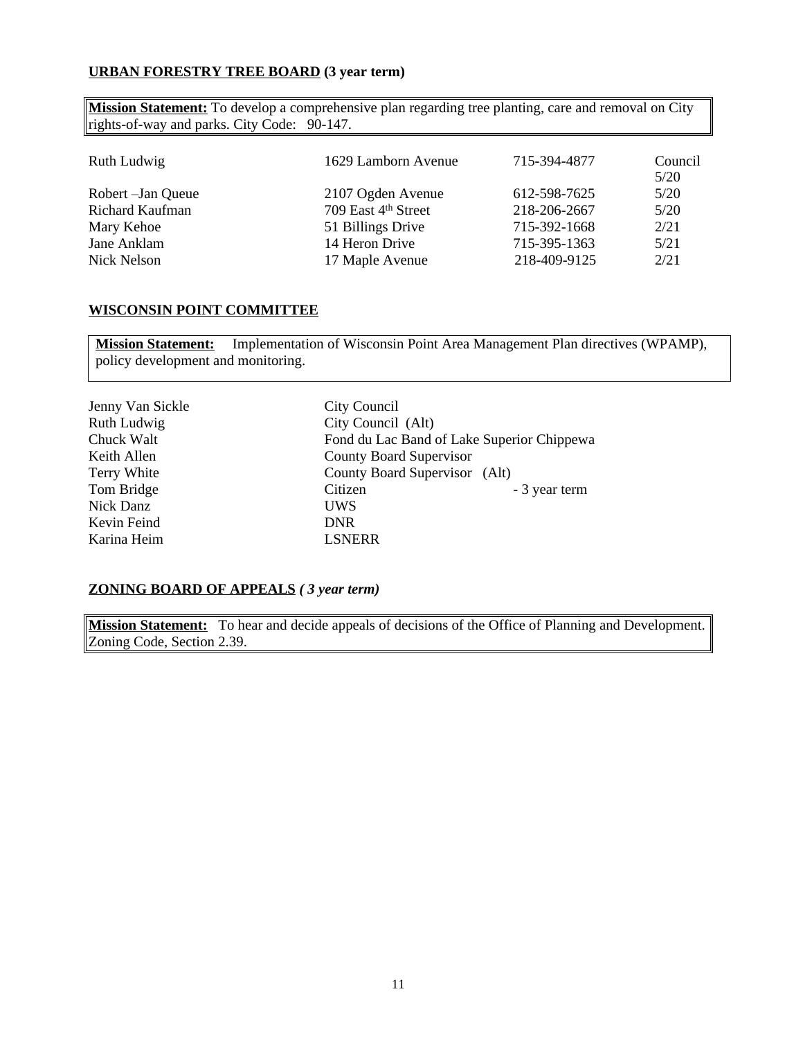**<u>URBAN FORESTRY TREE BOARD</u> (3 year term)**

**<u>Mission Statement:</u>** To develop a comprehensive plan regarding tree planting, care and removal on City rights-of-way and parks. City Code: 90-147.

| | | | |
|---|---|---|---|
| Ruth Ludwig | 1629 Lamborn Avenue | 715-394-4877 | Council 5/20 |
| Robert –Jan Queue | 2107 Ogden Avenue | 612-598-7625 | 5/20 |
| Richard Kaufman | 709 East 4th Street | 218-206-2667 | 5/20 |
| Mary Kehoe | 51 Billings Drive | 715-392-1668 | 2/21 |
| Jane Anklam | 14 Heron Drive | 715-395-1363 | 5/21 |
| Nick Nelson | 17 Maple Avenue | 218-409-9125 | 2/21 |

**<u>WISCONSIN POINT COMMITTEE</u>**

**<u>Mission Statement:</u>** Implementation of Wisconsin Point Area Management Plan directives (WPAMP), policy development and monitoring.

| | | |
|---|---|---|
| Jenny Van Sickle | City Council | |
| Ruth Ludwig | City Council (Alt) | |
| Chuck Walt | Fond du Lac Band of Lake Superior Chippewa | |
| Keith Allen | County Board Supervisor | |
| Terry White | County Board Supervisor (Alt) | |
| Tom Bridge | Citizen | - 3 year term |
| Nick Danz | UWS | |
| Kevin Feind | DNR | |
| Karina Heim | LSNERR | |

**<u>ZONING BOARD OF APPEALS</u>** ***( 3 year term)***

**<u>Mission Statement:</u>** To hear and decide appeals of decisions of the Office of Planning and Development. Zoning Code, Section 2.39.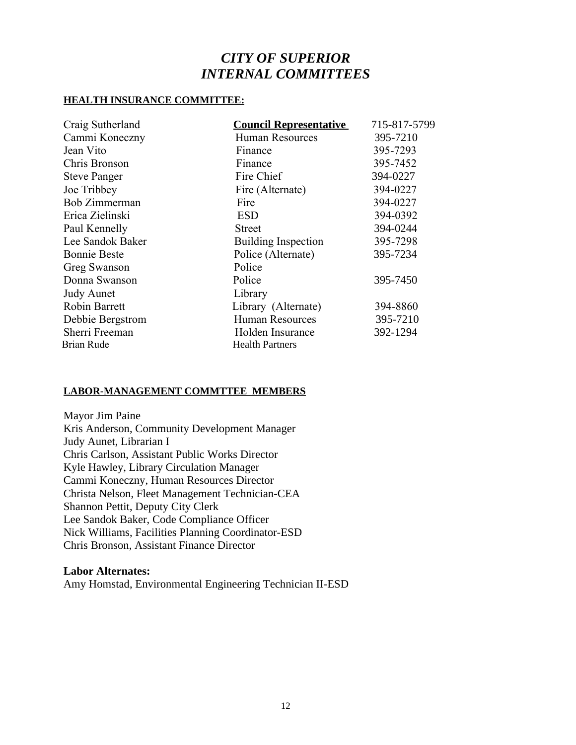# *CITY OF SUPERIOR*
# *INTERNAL COMMITTEES*

**HEALTH INSURANCE COMMITTEE:**

| | | |
|---|---|---|
| Craig Sutherland | **Council Representative** | 715-817-5799 |
| Cammi Koneczny | Human Resources | 395-7210 |
| Jean Vito | Finance | 395-7293 |
| Chris Bronson | Finance | 395-7452 |
| Steve Panger | Fire Chief | 394-0227 |
| Joe Tribbey | Fire (Alternate) | 394-0227 |
| Bob Zimmerman | Fire | 394-0227 |
| Erica Zielinski | ESD | 394-0392 |
| Paul Kennelly | Street | 394-0244 |
| Lee Sandok Baker | Building Inspection | 395-7298 |
| Bonnie Beste | Police (Alternate) | 395-7234 |
| Greg Swanson | Police | |
| Donna Swanson | Police | 395-7450 |
| Judy Aunet | Library | |
| Robin Barrett | Library (Alternate) | 394-8860 |
| Debbie Bergstrom | Human Resources | 395-7210 |
| Sherri Freeman | Holden Insurance | 392-1294 |
| Brian Rude | Health Partners | |

**LABOR-MANAGEMENT COMMTTEE MEMBERS**

Mayor Jim Paine
Kris Anderson, Community Development Manager
Judy Aunet, Librarian I
Chris Carlson, Assistant Public Works Director
Kyle Hawley, Library Circulation Manager
Cammi Koneczny, Human Resources Director
Christa Nelson, Fleet Management Technician-CEA
Shannon Pettit, Deputy City Clerk
Lee Sandok Baker, Code Compliance Officer
Nick Williams, Facilities Planning Coordinator-ESD
Chris Bronson, Assistant Finance Director

**Labor Alternates:**
Amy Homstad, Environmental Engineering Technician II-ESD